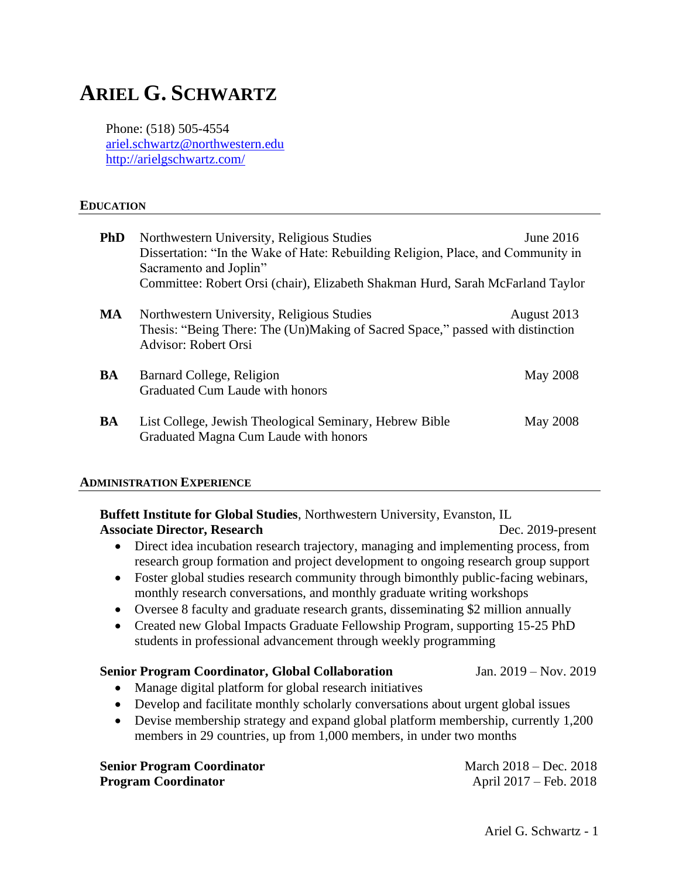# ARIEL G. SCHWARTZ

Phone: (518) 505-4554
ariel.schwartz@northwestern.edu
http://arielgschwartz.com/

## EDUCATION

**PhD** Northwestern University, Religious Studies — June 2016
Dissertation: "In the Wake of Hate: Rebuilding Religion, Place, and Community in Sacramento and Joplin"
Committee: Robert Orsi (chair), Elizabeth Shakman Hurd, Sarah McFarland Taylor

**MA** Northwestern University, Religious Studies — August 2013
Thesis: "Being There: The (Un)Making of Sacred Space," passed with distinction
Advisor: Robert Orsi

**BA** Barnard College, Religion — May 2008
Graduated Cum Laude with honors

**BA** List College, Jewish Theological Seminary, Hebrew Bible — May 2008
Graduated Magna Cum Laude with honors

## ADMINISTRATION EXPERIENCE

**Buffett Institute for Global Studies**, Northwestern University, Evanston, IL
**Associate Director, Research** — Dec. 2019-present

- Direct idea incubation research trajectory, managing and implementing process, from research group formation and project development to ongoing research group support
- Foster global studies research community through bimonthly public-facing webinars, monthly research conversations, and monthly graduate writing workshops
- Oversee 8 faculty and graduate research grants, disseminating $2 million annually
- Created new Global Impacts Graduate Fellowship Program, supporting 15-25 PhD students in professional advancement through weekly programming

**Senior Program Coordinator, Global Collaboration** — Jan. 2019 – Nov. 2019

- Manage digital platform for global research initiatives
- Develop and facilitate monthly scholarly conversations about urgent global issues
- Devise membership strategy and expand global platform membership, currently 1,200 members in 29 countries, up from 1,000 members, in under two months

**Senior Program Coordinator** — March 2018 – Dec. 2018
**Program Coordinator** — April 2017 – Feb. 2018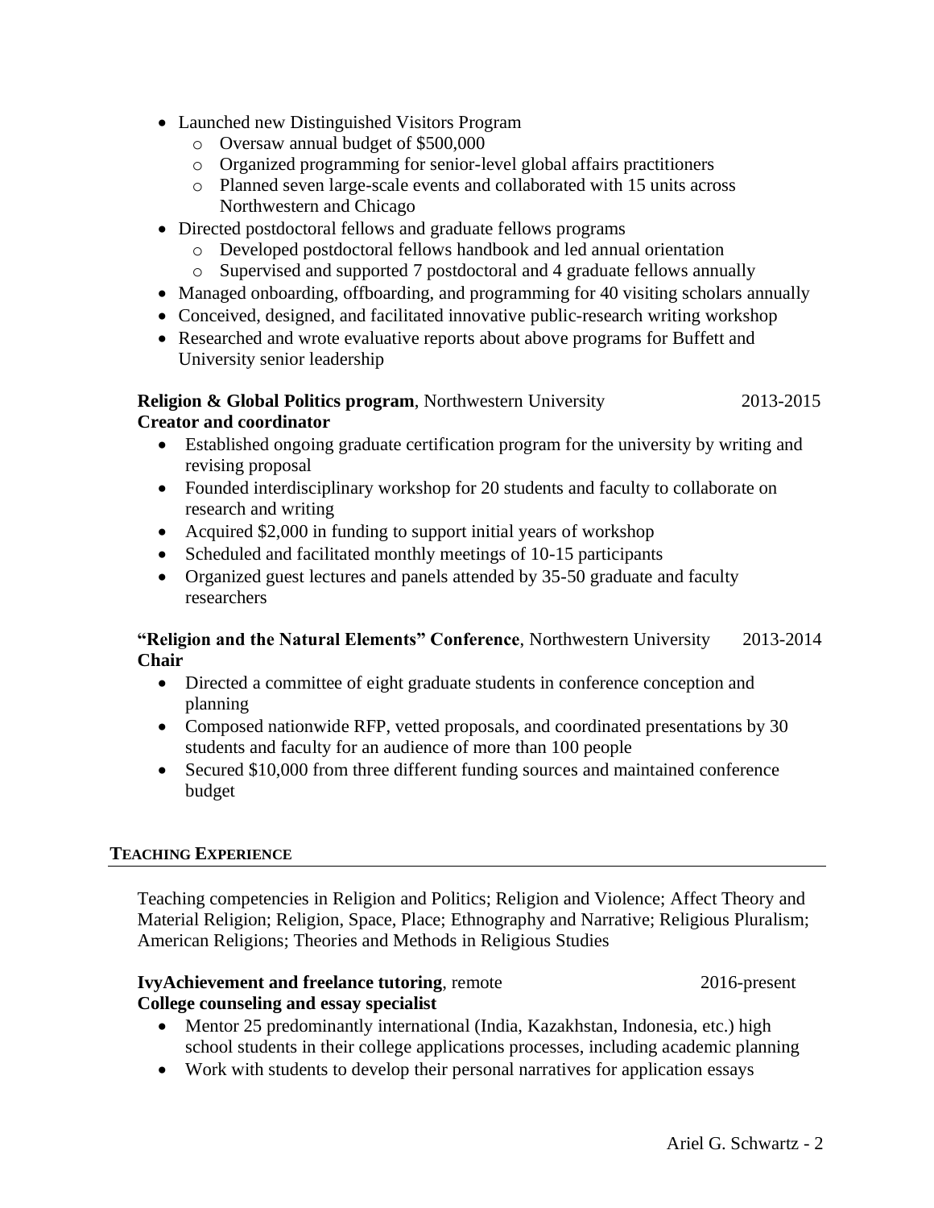- Launched new Distinguished Visitors Program
  - Oversaw annual budget of $500,000
  - Organized programming for senior-level global affairs practitioners
  - Planned seven large-scale events and collaborated with 15 units across Northwestern and Chicago
- Directed postdoctoral fellows and graduate fellows programs
  - Developed postdoctoral fellows handbook and led annual orientation
  - Supervised and supported 7 postdoctoral and 4 graduate fellows annually
- Managed onboarding, offboarding, and programming for 40 visiting scholars annually
- Conceived, designed, and facilitated innovative public-research writing workshop
- Researched and wrote evaluative reports about above programs for Buffett and University senior leadership

**Religion & Global Politics program**, Northwestern University — 2013-2015
**Creator and coordinator**

- Established ongoing graduate certification program for the university by writing and revising proposal
- Founded interdisciplinary workshop for 20 students and faculty to collaborate on research and writing
- Acquired $2,000 in funding to support initial years of workshop
- Scheduled and facilitated monthly meetings of 10-15 participants
- Organized guest lectures and panels attended by 35-50 graduate and faculty researchers

**"Religion and the Natural Elements" Conference**, Northwestern University — 2013-2014
**Chair**

- Directed a committee of eight graduate students in conference conception and planning
- Composed nationwide RFP, vetted proposals, and coordinated presentations by 30 students and faculty for an audience of more than 100 people
- Secured $10,000 from three different funding sources and maintained conference budget

## TEACHING EXPERIENCE

Teaching competencies in Religion and Politics; Religion and Violence; Affect Theory and Material Religion; Religion, Space, Place; Ethnography and Narrative; Religious Pluralism; American Religions; Theories and Methods in Religious Studies

**IvyAchievement and freelance tutoring**, remote — 2016-present
**College counseling and essay specialist**

- Mentor 25 predominantly international (India, Kazakhstan, Indonesia, etc.) high school students in their college applications processes, including academic planning
- Work with students to develop their personal narratives for application essays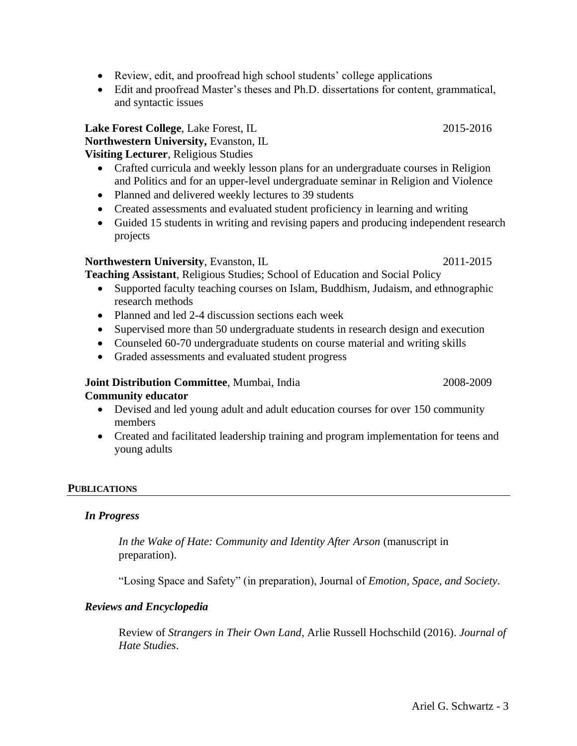- Review, edit, and proofread high school students' college applications
- Edit and proofread Master's theses and Ph.D. dissertations for content, grammatical, and syntactic issues

**Lake Forest College**, Lake Forest, IL 2015-2016
**Northwestern University,** Evanston, IL
**Visiting Lecturer**, Religious Studies

- Crafted curricula and weekly lesson plans for an undergraduate courses in Religion and Politics and for an upper-level undergraduate seminar in Religion and Violence
- Planned and delivered weekly lectures to 39 students
- Created assessments and evaluated student proficiency in learning and writing
- Guided 15 students in writing and revising papers and producing independent research projects

**Northwestern University**, Evanston, IL 2011-2015
**Teaching Assistant**, Religious Studies; School of Education and Social Policy

- Supported faculty teaching courses on Islam, Buddhism, Judaism, and ethnographic research methods
- Planned and led 2-4 discussion sections each week
- Supervised more than 50 undergraduate students in research design and execution
- Counseled 60-70 undergraduate students on course material and writing skills
- Graded assessments and evaluated student progress

**Joint Distribution Committee**, Mumbai, India 2008-2009
**Community educator**

- Devised and led young adult and adult education courses for over 150 community members
- Created and facilitated leadership training and program implementation for teens and young adults

## PUBLICATIONS

### *In Progress*

*In the Wake of Hate: Community and Identity After Arson* (manuscript in preparation).

"Losing Space and Safety" (in preparation), Journal of *Emotion, Space, and Society*.

### *Reviews and Encyclopedia*

Review of *Strangers in Their Own Land*, Arlie Russell Hochschild (2016). *Journal of Hate Studies*.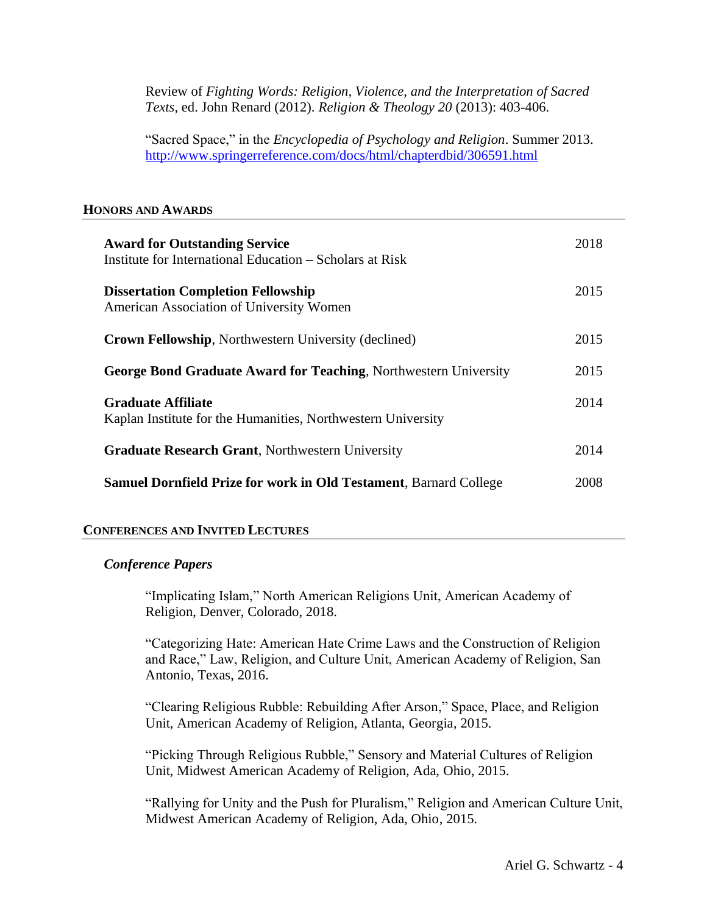Review of *Fighting Words: Religion, Violence, and the Interpretation of Sacred Texts*, ed. John Renard (2012). *Religion & Theology 20* (2013): 403-406.

"Sacred Space," in the *Encyclopedia of Psychology and Religion*. Summer 2013. [http://www.springerreference.com/docs/html/chapterdbid/306591.html](http://www.springerreference.com/docs/html/chapterdbid/306591.html)

## HONORS AND AWARDS

**Award for Outstanding Service** — 2018
Institute for International Education – Scholars at Risk

**Dissertation Completion Fellowship** — 2015
American Association of University Women

**Crown Fellowship**, Northwestern University (declined) — 2015

**George Bond Graduate Award for Teaching**, Northwestern University — 2015

**Graduate Affiliate** — 2014
Kaplan Institute for the Humanities, Northwestern University

**Graduate Research Grant**, Northwestern University — 2014

**Samuel Dornfield Prize for work in Old Testament**, Barnard College — 2008

## CONFERENCES AND INVITED LECTURES

### *Conference Papers*

"Implicating Islam," North American Religions Unit, American Academy of Religion, Denver, Colorado, 2018.

"Categorizing Hate: American Hate Crime Laws and the Construction of Religion and Race," Law, Religion, and Culture Unit, American Academy of Religion, San Antonio, Texas, 2016.

"Clearing Religious Rubble: Rebuilding After Arson," Space, Place, and Religion Unit, American Academy of Religion, Atlanta, Georgia, 2015.

"Picking Through Religious Rubble," Sensory and Material Cultures of Religion Unit, Midwest American Academy of Religion, Ada, Ohio, 2015.

"Rallying for Unity and the Push for Pluralism," Religion and American Culture Unit, Midwest American Academy of Religion, Ada, Ohio, 2015.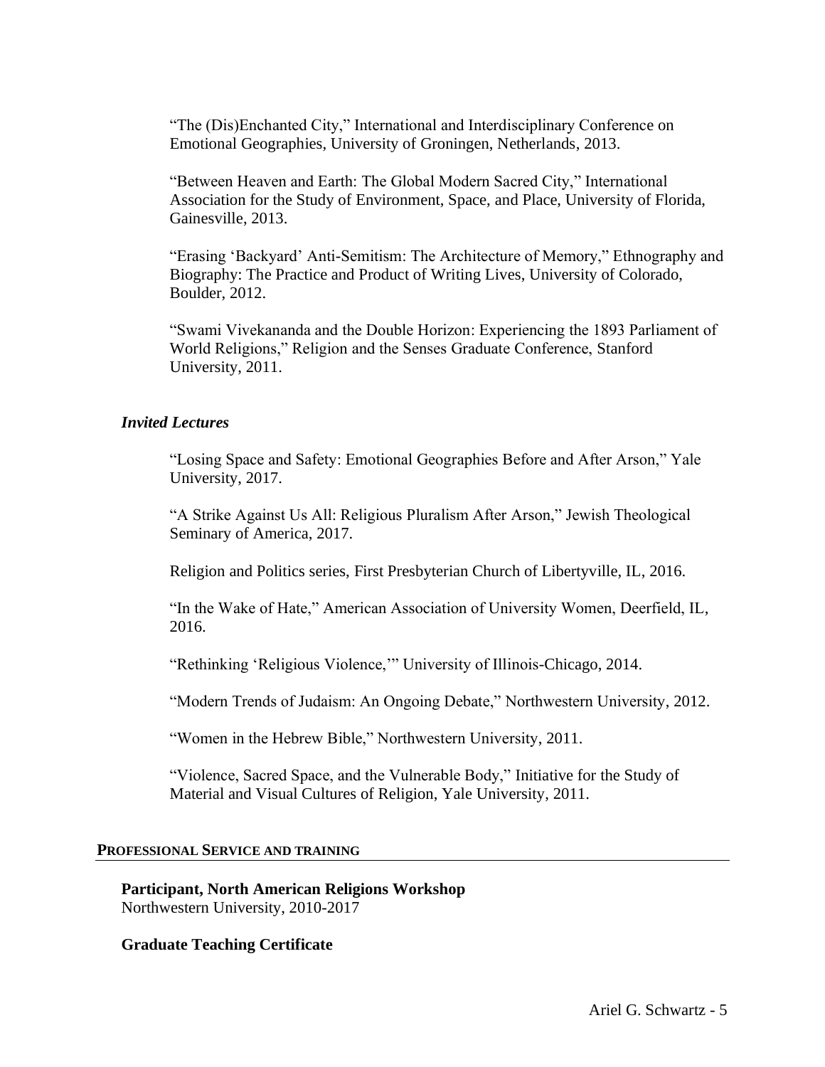"The (Dis)Enchanted City," International and Interdisciplinary Conference on Emotional Geographies, University of Groningen, Netherlands, 2013.

"Between Heaven and Earth: The Global Modern Sacred City," International Association for the Study of Environment, Space, and Place, University of Florida, Gainesville, 2013.

"Erasing 'Backyard' Anti-Semitism: The Architecture of Memory," Ethnography and Biography: The Practice and Product of Writing Lives, University of Colorado, Boulder, 2012.

"Swami Vivekananda and the Double Horizon: Experiencing the 1893 Parliament of World Religions," Religion and the Senses Graduate Conference, Stanford University, 2011.

### *Invited Lectures*

"Losing Space and Safety: Emotional Geographies Before and After Arson," Yale University, 2017.

"A Strike Against Us All: Religious Pluralism After Arson," Jewish Theological Seminary of America, 2017.

Religion and Politics series, First Presbyterian Church of Libertyville, IL, 2016.

"In the Wake of Hate," American Association of University Women, Deerfield, IL, 2016.

"Rethinking 'Religious Violence,'" University of Illinois-Chicago, 2014.

"Modern Trends of Judaism: An Ongoing Debate," Northwestern University, 2012.

"Women in the Hebrew Bible," Northwestern University, 2011.

"Violence, Sacred Space, and the Vulnerable Body," Initiative for the Study of Material and Visual Cultures of Religion, Yale University, 2011.

## PROFESSIONAL SERVICE AND TRAINING

**Participant, North American Religions Workshop**
Northwestern University, 2010-2017

**Graduate Teaching Certificate**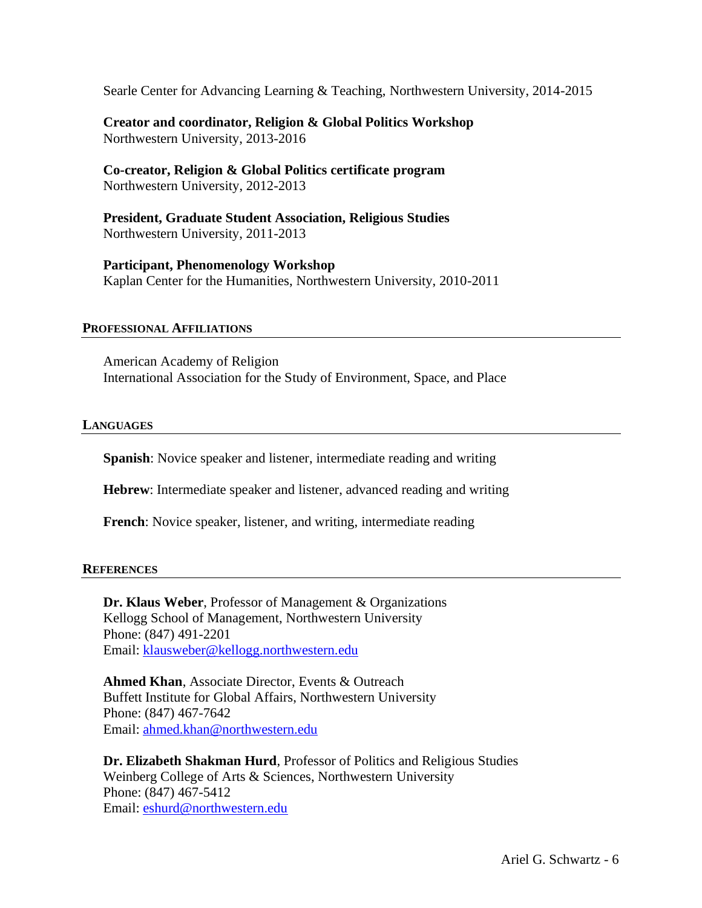Searle Center for Advancing Learning & Teaching, Northwestern University, 2014-2015

**Creator and coordinator, Religion & Global Politics Workshop**
Northwestern University, 2013-2016

**Co-creator, Religion & Global Politics certificate program**
Northwestern University, 2012-2013

**President, Graduate Student Association, Religious Studies**
Northwestern University, 2011-2013

**Participant, Phenomenology Workshop**
Kaplan Center for the Humanities, Northwestern University, 2010-2011

## PROFESSIONAL AFFILIATIONS

American Academy of Religion
International Association for the Study of Environment, Space, and Place

## LANGUAGES

**Spanish**: Novice speaker and listener, intermediate reading and writing

**Hebrew**: Intermediate speaker and listener, advanced reading and writing

**French**: Novice speaker, listener, and writing, intermediate reading

## REFERENCES

**Dr. Klaus Weber**, Professor of Management & Organizations
Kellogg School of Management, Northwestern University
Phone: (847) 491-2201
Email: klausweber@kellogg.northwestern.edu

**Ahmed Khan**, Associate Director, Events & Outreach
Buffett Institute for Global Affairs, Northwestern University
Phone: (847) 467-7642
Email: ahmed.khan@northwestern.edu

**Dr. Elizabeth Shakman Hurd**, Professor of Politics and Religious Studies
Weinberg College of Arts & Sciences, Northwestern University
Phone: (847) 467-5412
Email: eshurd@northwestern.edu